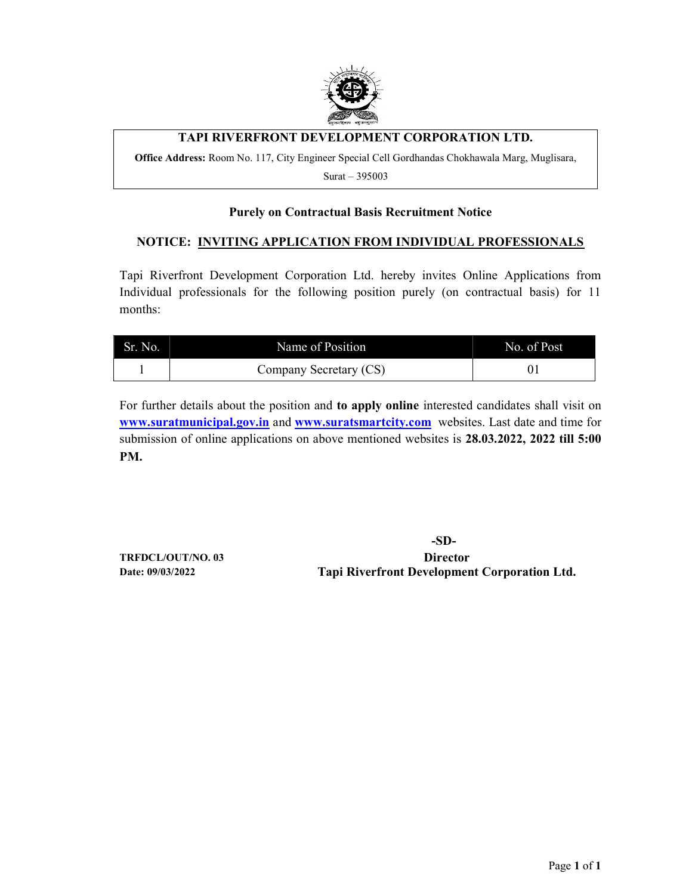# TAPI RIVERFRONT DEVELOPMENT CORPORATION LTD.

**Office Address:** Room No. 117, City Engineer Special Cell Gordhandas Chokhawala Marg, Muglisara, Surat – 395003

## Purely on Contractual Basis Recruitment Notice

## NOTICE: INVITING APPLICATION FROM INDIVIDUAL PROFESSIONALS

Tapi Riverfront Development Corporation Ltd. hereby invites Online Applications from Individual professionals for the following position purely (on contractual basis) for 11 months:

| Sr. No. | Name of Position | No. of Post |
|---|---|---|
| 1 | Company Secretary (CS) | 01 |

For further details about the position and **to apply online** interested candidates shall visit on **www.suratmunicipal.gov.in** and **www.suratsmartcity.com** websites. Last date and time for submission of online applications on above mentioned websites is **28.03.2022, 2022 till 5:00 PM.**

**-SD-**

**Director**

**Tapi Riverfront Development Corporation Ltd.**

**TRFDCL/OUT/NO. 03**

**Date: 09/03/2022**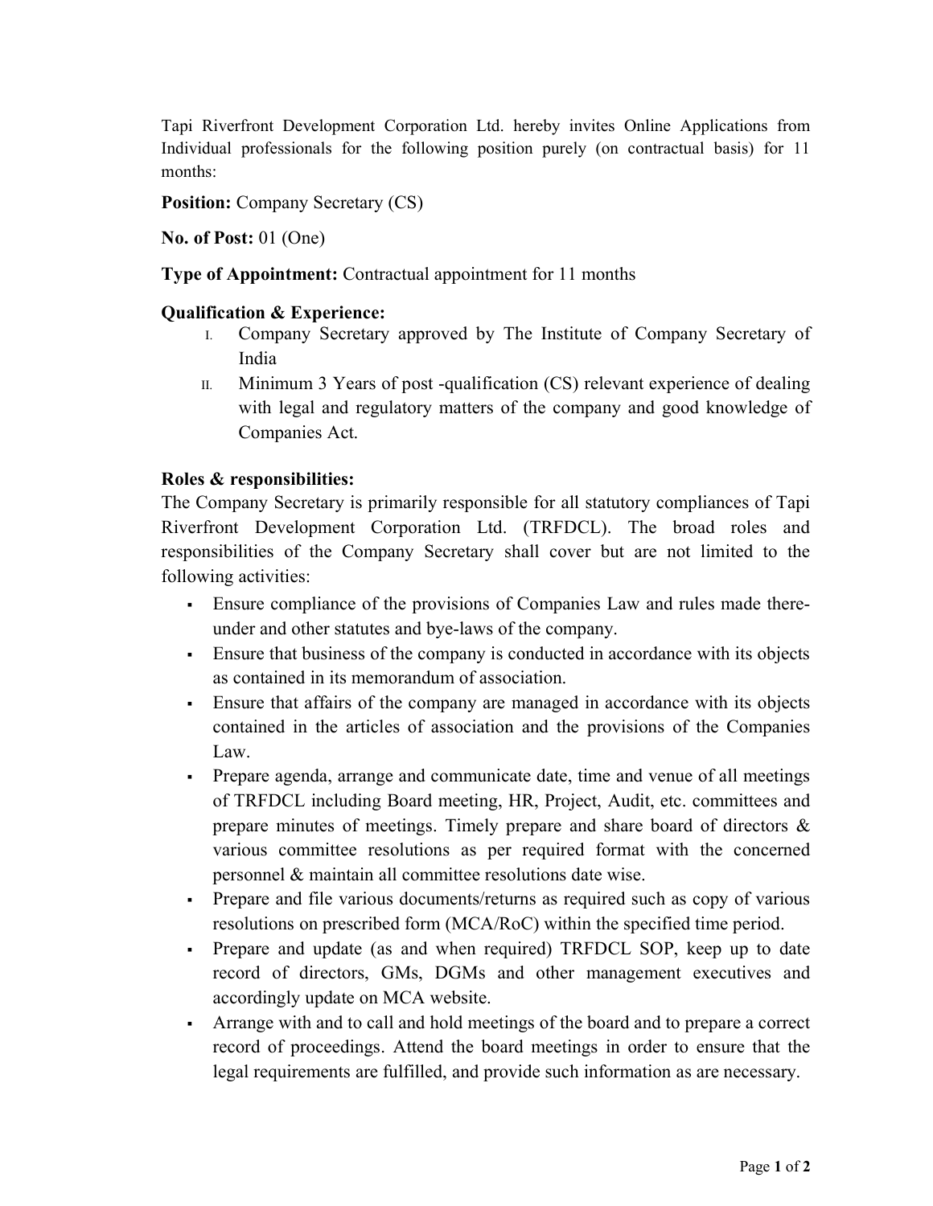Tapi Riverfront Development Corporation Ltd. hereby invites Online Applications from Individual professionals for the following position purely (on contractual basis) for 11 months:

**Position:** Company Secretary (CS)

**No. of Post:** 01 (One)

**Type of Appointment:** Contractual appointment for 11 months

**Qualification & Experience:**

I. Company Secretary approved by The Institute of Company Secretary of India

II. Minimum 3 Years of post -qualification (CS) relevant experience of dealing with legal and regulatory matters of the company and good knowledge of Companies Act.

**Roles & responsibilities:**

The Company Secretary is primarily responsible for all statutory compliances of Tapi Riverfront Development Corporation Ltd. (TRFDCL). The broad roles and responsibilities of the Company Secretary shall cover but are not limited to the following activities:

- Ensure compliance of the provisions of Companies Law and rules made there-under and other statutes and bye-laws of the company.
- Ensure that business of the company is conducted in accordance with its objects as contained in its memorandum of association.
- Ensure that affairs of the company are managed in accordance with its objects contained in the articles of association and the provisions of the Companies Law.
- Prepare agenda, arrange and communicate date, time and venue of all meetings of TRFDCL including Board meeting, HR, Project, Audit, etc. committees and prepare minutes of meetings. Timely prepare and share board of directors & various committee resolutions as per required format with the concerned personnel & maintain all committee resolutions date wise.
- Prepare and file various documents/returns as required such as copy of various resolutions on prescribed form (MCA/RoC) within the specified time period.
- Prepare and update (as and when required) TRFDCL SOP, keep up to date record of directors, GMs, DGMs and other management executives and accordingly update on MCA website.
- Arrange with and to call and hold meetings of the board and to prepare a correct record of proceedings. Attend the board meetings in order to ensure that the legal requirements are fulfilled, and provide such information as are necessary.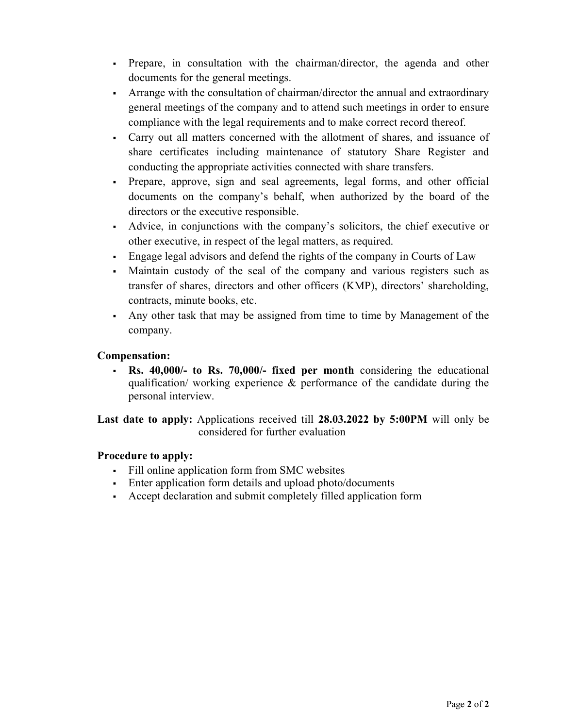- Prepare, in consultation with the chairman/director, the agenda and other documents for the general meetings.
- Arrange with the consultation of chairman/director the annual and extraordinary general meetings of the company and to attend such meetings in order to ensure compliance with the legal requirements and to make correct record thereof.
- Carry out all matters concerned with the allotment of shares, and issuance of share certificates including maintenance of statutory Share Register and conducting the appropriate activities connected with share transfers.
- Prepare, approve, sign and seal agreements, legal forms, and other official documents on the company's behalf, when authorized by the board of the directors or the executive responsible.
- Advice, in conjunctions with the company's solicitors, the chief executive or other executive, in respect of the legal matters, as required.
- Engage legal advisors and defend the rights of the company in Courts of Law
- Maintain custody of the seal of the company and various registers such as transfer of shares, directors and other officers (KMP), directors' shareholding, contracts, minute books, etc.
- Any other task that may be assigned from time to time by Management of the company.

**Compensation:**

- **Rs. 40,000/- to Rs. 70,000/- fixed per month** considering the educational qualification/ working experience & performance of the candidate during the personal interview.

**Last date to apply:** Applications received till **28.03.2022 by 5:00PM** will only be considered for further evaluation

**Procedure to apply:**

- Fill online application form from SMC websites
- Enter application form details and upload photo/documents
- Accept declaration and submit completely filled application form